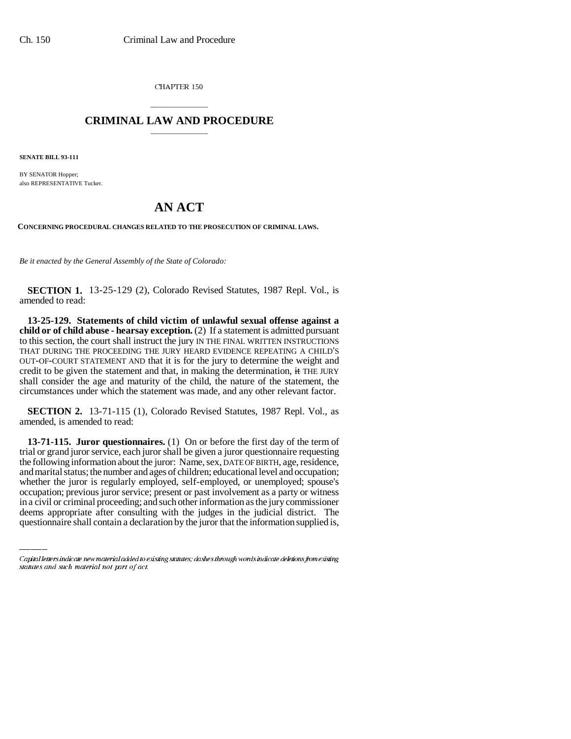CHAPTER 150

## CRIMINAL LAW AND PROCEDURE

**SENATE BILL 93-111**

BY SENATOR Hopper;
also REPRESENTATIVE Tucker.

# AN ACT

**CONCERNING PROCEDURAL CHANGES RELATED TO THE PROSECUTION OF CRIMINAL LAWS.**

*Be it enacted by the General Assembly of the State of Colorado:*

**SECTION 1.** 13-25-129 (2), Colorado Revised Statutes, 1987 Repl. Vol., is amended to read:

**13-25-129. Statements of child victim of unlawful sexual offense against a child or of child abuse - hearsay exception.** (2) If a statement is admitted pursuant to this section, the court shall instruct the jury IN THE FINAL WRITTEN INSTRUCTIONS THAT DURING THE PROCEEDING THE JURY HEARD EVIDENCE REPEATING A CHILD'S OUT-OF-COURT STATEMENT AND that it is for the jury to determine the weight and credit to be given the statement and that, in making the determination, it THE JURY shall consider the age and maturity of the child, the nature of the statement, the circumstances under which the statement was made, and any other relevant factor.

**SECTION 2.** 13-71-115 (1), Colorado Revised Statutes, 1987 Repl. Vol., as amended, is amended to read:

**13-71-115. Juror questionnaires.** (1) On or before the first day of the term of trial or grand juror service, each juror shall be given a juror questionnaire requesting the following information about the juror: Name, sex, DATE OF BIRTH, age, residence, and marital status; the number and ages of children; educational level and occupation; whether the juror is regularly employed, self-employed, or unemployed; spouse's occupation; previous juror service; present or past involvement as a party or witness in a civil or criminal proceeding; and such other information as the jury commissioner deems appropriate after consulting with the judges in the judicial district. The questionnaire shall contain a declaration by the juror that the information supplied is,

Capital letters indicate new material added to existing statutes; dashes through words indicate deletions from existing statutes and such material not part of act.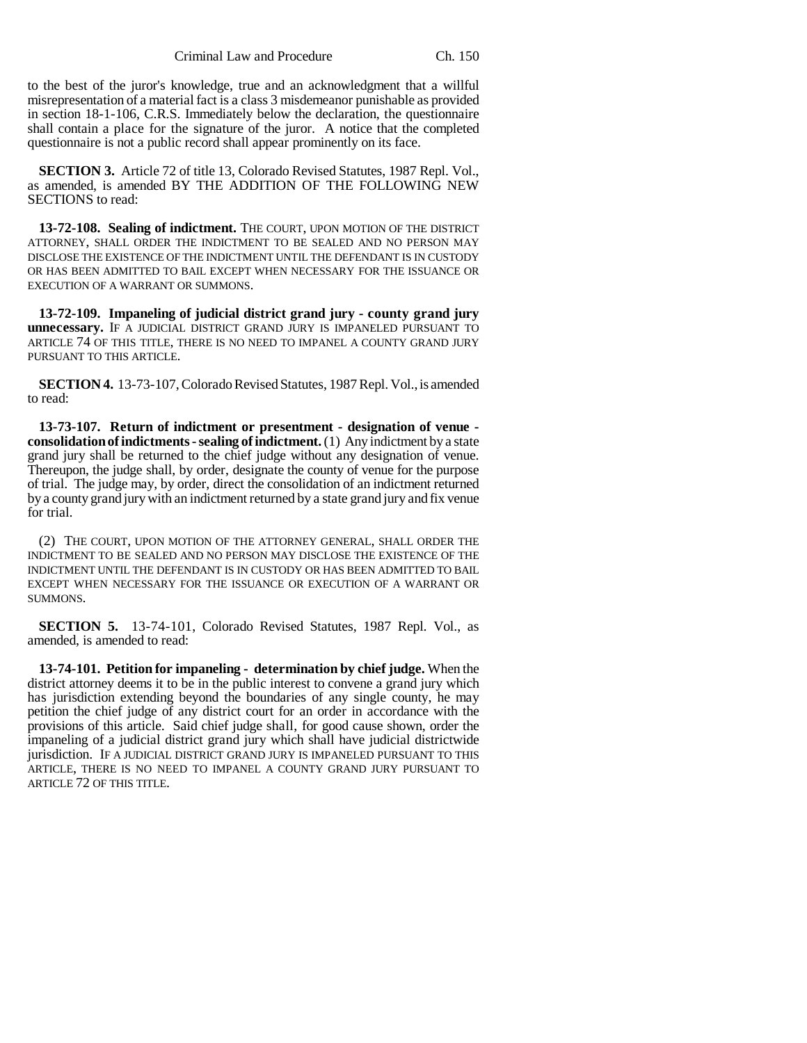to the best of the juror's knowledge, true and an acknowledgment that a willful misrepresentation of a material fact is a class 3 misdemeanor punishable as provided in section 18-1-106, C.R.S. Immediately below the declaration, the questionnaire shall contain a place for the signature of the juror. A notice that the completed questionnaire is not a public record shall appear prominently on its face.

**SECTION 3.** Article 72 of title 13, Colorado Revised Statutes, 1987 Repl. Vol., as amended, is amended BY THE ADDITION OF THE FOLLOWING NEW SECTIONS to read:

**13-72-108. Sealing of indictment.** THE COURT, UPON MOTION OF THE DISTRICT ATTORNEY, SHALL ORDER THE INDICTMENT TO BE SEALED AND NO PERSON MAY DISCLOSE THE EXISTENCE OF THE INDICTMENT UNTIL THE DEFENDANT IS IN CUSTODY OR HAS BEEN ADMITTED TO BAIL EXCEPT WHEN NECESSARY FOR THE ISSUANCE OR EXECUTION OF A WARRANT OR SUMMONS.

**13-72-109. Impaneling of judicial district grand jury - county grand jury unnecessary.** IF A JUDICIAL DISTRICT GRAND JURY IS IMPANELED PURSUANT TO ARTICLE 74 OF THIS TITLE, THERE IS NO NEED TO IMPANEL A COUNTY GRAND JURY PURSUANT TO THIS ARTICLE.

**SECTION 4.** 13-73-107, Colorado Revised Statutes, 1987 Repl. Vol., is amended to read:

**13-73-107. Return of indictment or presentment - designation of venue - consolidation of indictments - sealing of indictment.** (1) Any indictment by a state grand jury shall be returned to the chief judge without any designation of venue. Thereupon, the judge shall, by order, designate the county of venue for the purpose of trial. The judge may, by order, direct the consolidation of an indictment returned by a county grand jury with an indictment returned by a state grand jury and fix venue for trial.

(2) THE COURT, UPON MOTION OF THE ATTORNEY GENERAL, SHALL ORDER THE INDICTMENT TO BE SEALED AND NO PERSON MAY DISCLOSE THE EXISTENCE OF THE INDICTMENT UNTIL THE DEFENDANT IS IN CUSTODY OR HAS BEEN ADMITTED TO BAIL EXCEPT WHEN NECESSARY FOR THE ISSUANCE OR EXECUTION OF A WARRANT OR SUMMONS.

**SECTION 5.** 13-74-101, Colorado Revised Statutes, 1987 Repl. Vol., as amended, is amended to read:

**13-74-101. Petition for impaneling - determination by chief judge.** When the district attorney deems it to be in the public interest to convene a grand jury which has jurisdiction extending beyond the boundaries of any single county, he may petition the chief judge of any district court for an order in accordance with the provisions of this article. Said chief judge shall, for good cause shown, order the impaneling of a judicial district grand jury which shall have judicial districtwide jurisdiction. IF A JUDICIAL DISTRICT GRAND JURY IS IMPANELED PURSUANT TO THIS ARTICLE, THERE IS NO NEED TO IMPANEL A COUNTY GRAND JURY PURSUANT TO ARTICLE 72 OF THIS TITLE.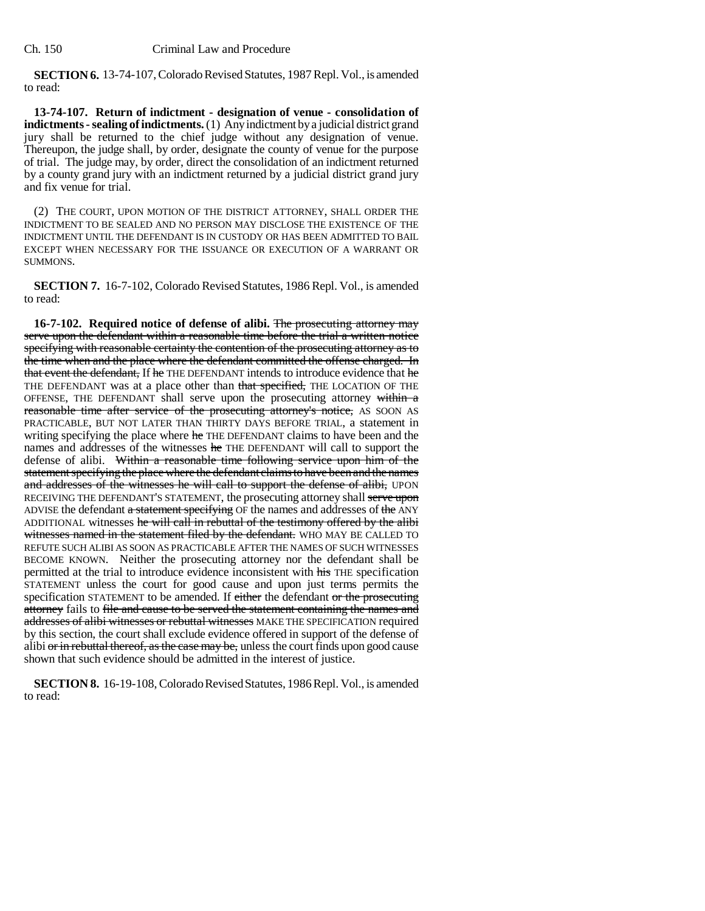**SECTION 6.** 13-74-107, Colorado Revised Statutes, 1987 Repl. Vol., is amended to read:

**13-74-107. Return of indictment - designation of venue - consolidation of indictments - sealing of indictments.** (1) Any indictment by a judicial district grand jury shall be returned to the chief judge without any designation of venue. Thereupon, the judge shall, by order, designate the county of venue for the purpose of trial. The judge may, by order, direct the consolidation of an indictment returned by a county grand jury with an indictment returned by a judicial district grand jury and fix venue for trial.

(2) THE COURT, UPON MOTION OF THE DISTRICT ATTORNEY, SHALL ORDER THE INDICTMENT TO BE SEALED AND NO PERSON MAY DISCLOSE THE EXISTENCE OF THE INDICTMENT UNTIL THE DEFENDANT IS IN CUSTODY OR HAS BEEN ADMITTED TO BAIL EXCEPT WHEN NECESSARY FOR THE ISSUANCE OR EXECUTION OF A WARRANT OR SUMMONS.

**SECTION 7.** 16-7-102, Colorado Revised Statutes, 1986 Repl. Vol., is amended to read:

**16-7-102. Required notice of defense of alibi.** ~~The prosecuting attorney may serve upon the defendant within a reasonable time before the trial a written notice specifying with reasonable certainty the contention of the prosecuting attorney as to the time when and the place where the defendant committed the offense charged. In that event the defendant,~~ If ~~he~~ THE DEFENDANT intends to introduce evidence that ~~he~~ THE DEFENDANT was at a place other than ~~that specified,~~ THE LOCATION OF THE OFFENSE, THE DEFENDANT shall serve upon the prosecuting attorney ~~within a reasonable time after service of the prosecuting attorney's notice,~~ AS SOON AS PRACTICABLE, BUT NOT LATER THAN THIRTY DAYS BEFORE TRIAL, a statement in writing specifying the place where ~~he~~ THE DEFENDANT claims to have been and the names and addresses of the witnesses ~~he~~ THE DEFENDANT will call to support the defense of alibi. ~~Within a reasonable time following service upon him of the statement specifying the place where the defendant claims to have been and the names and addresses of the witnesses he will call to support the defense of alibi,~~ UPON RECEIVING THE DEFENDANT'S STATEMENT, the prosecuting attorney shall ~~serve upon~~ ADVISE the defendant ~~a statement specifying~~ OF the names and addresses of ~~the~~ ANY ADDITIONAL witnesses ~~he will call in rebuttal of the testimony offered by the alibi witnesses named in the statement filed by the defendant.~~ WHO MAY BE CALLED TO REFUTE SUCH ALIBI AS SOON AS PRACTICABLE AFTER THE NAMES OF SUCH WITNESSES BECOME KNOWN. Neither the prosecuting attorney nor the defendant shall be permitted at the trial to introduce evidence inconsistent with ~~his~~ THE specification STATEMENT unless the court for good cause and upon just terms permits the specification STATEMENT to be amended. If ~~either~~ the defendant ~~or the prosecuting attorney~~ fails to ~~file and cause to be served the statement containing the names and addresses of alibi witnesses or rebuttal witnesses~~ MAKE THE SPECIFICATION required by this section, the court shall exclude evidence offered in support of the defense of alibi ~~or in rebuttal thereof, as the case may be,~~ unless the court finds upon good cause shown that such evidence should be admitted in the interest of justice.

**SECTION 8.** 16-19-108, Colorado Revised Statutes, 1986 Repl. Vol., is amended to read: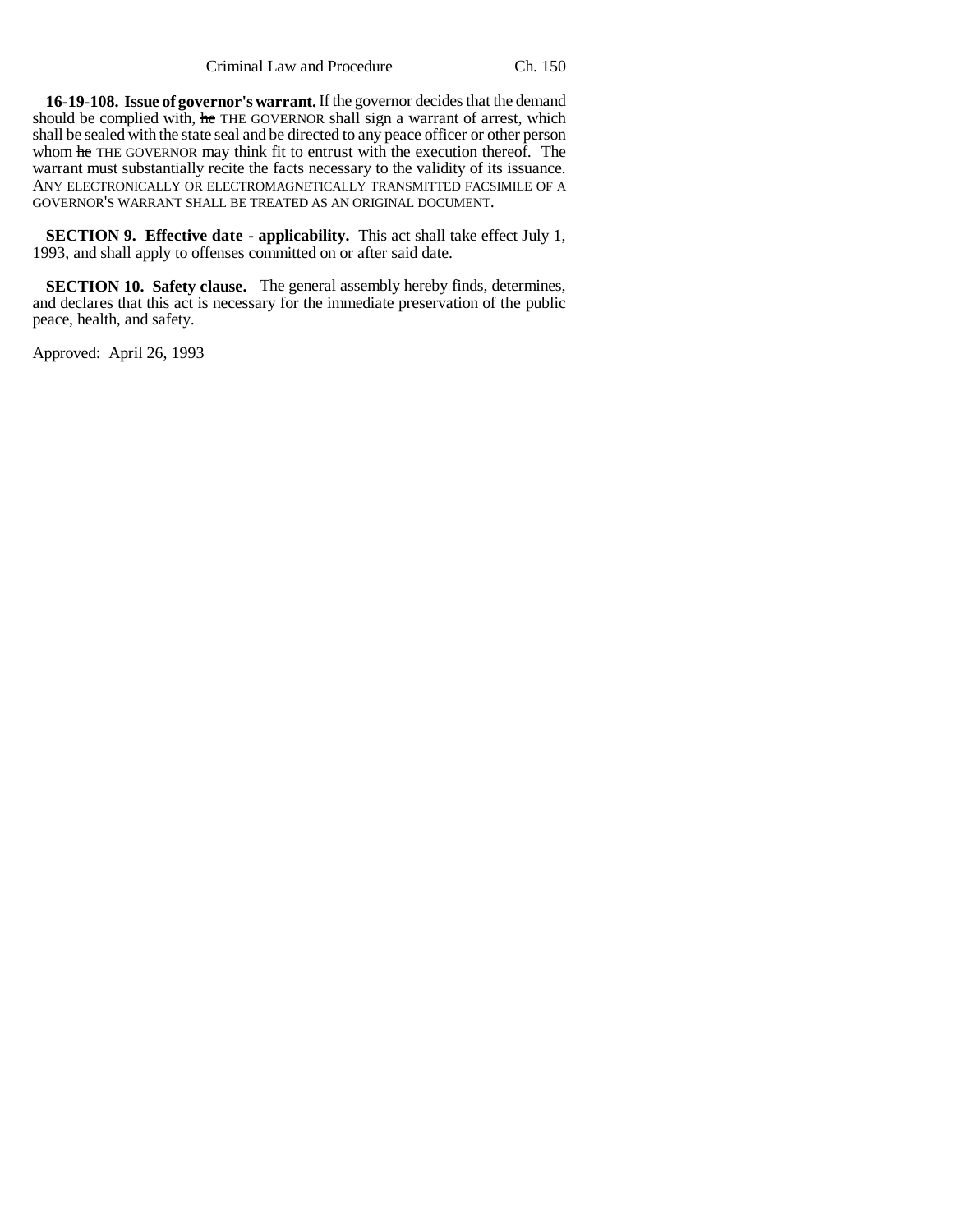**16-19-108. Issue of governor's warrant.** If the governor decides that the demand should be complied with, ~~he~~ THE GOVERNOR shall sign a warrant of arrest, which shall be sealed with the state seal and be directed to any peace officer or other person whom ~~he~~ THE GOVERNOR may think fit to entrust with the execution thereof. The warrant must substantially recite the facts necessary to the validity of its issuance. ANY ELECTRONICALLY OR ELECTROMAGNETICALLY TRANSMITTED FACSIMILE OF A GOVERNOR'S WARRANT SHALL BE TREATED AS AN ORIGINAL DOCUMENT.

**SECTION 9. Effective date - applicability.** This act shall take effect July 1, 1993, and shall apply to offenses committed on or after said date.

**SECTION 10. Safety clause.** The general assembly hereby finds, determines, and declares that this act is necessary for the immediate preservation of the public peace, health, and safety.

Approved: April 26, 1993